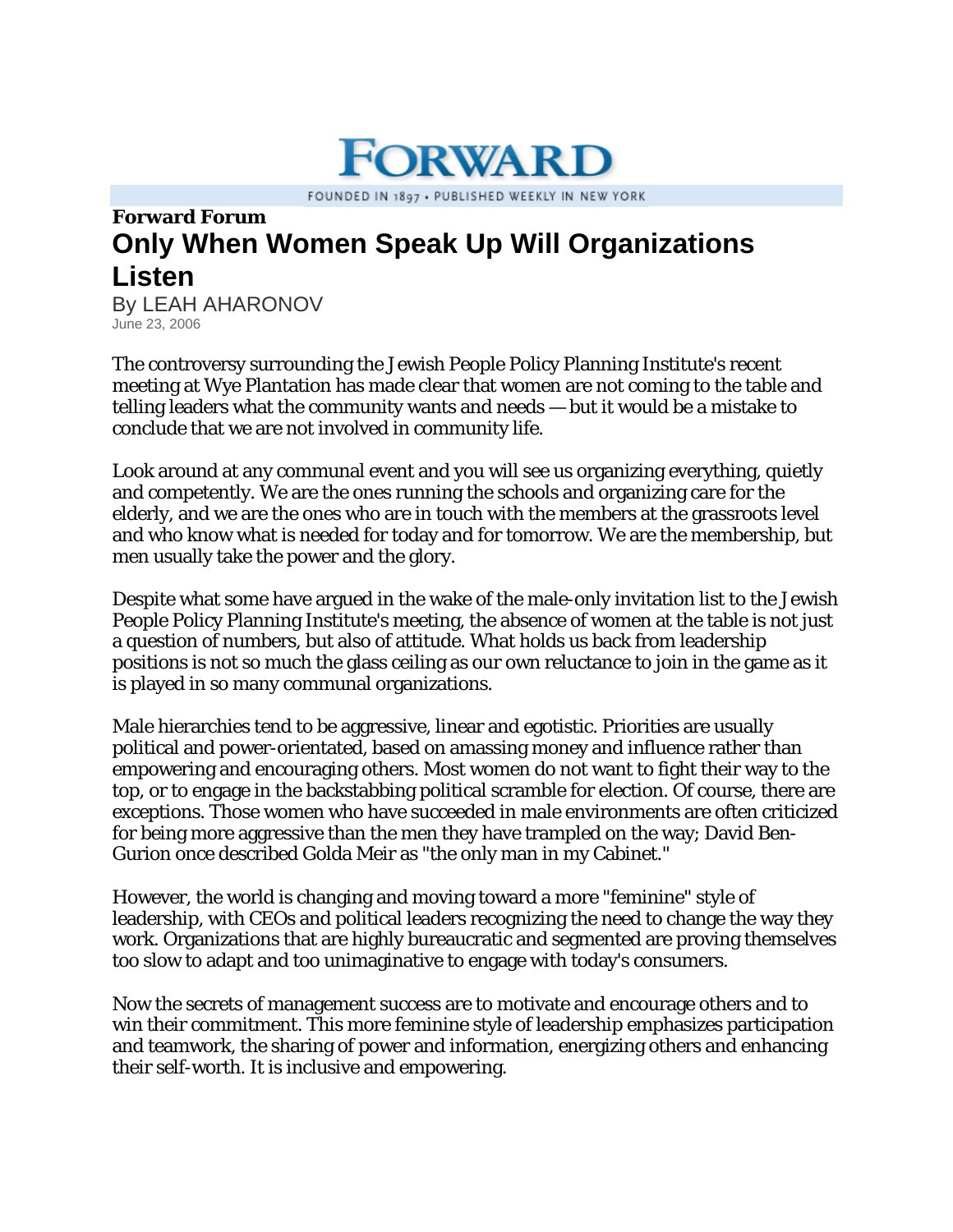# FORWARD

FOUNDED IN 1897 • PUBLISHED WEEKLY IN NEW YORK

**Forward Forum**

## Only When Women Speak Up Will Organizations Listen

By LEAH AHARONOV

June 23, 2006

The controversy surrounding the Jewish People Policy Planning Institute's recent meeting at Wye Plantation has made clear that women are not coming to the table and telling leaders what the community wants and needs — but it would be a mistake to conclude that we are not involved in community life.

Look around at any communal event and you will see us organizing everything, quietly and competently. We are the ones running the schools and organizing care for the elderly, and we are the ones who are in touch with the members at the grassroots level and who know what is needed for today and for tomorrow. We are the membership, but men usually take the power and the glory.

Despite what some have argued in the wake of the male-only invitation list to the Jewish People Policy Planning Institute's meeting, the absence of women at the table is not just a question of numbers, but also of attitude. What holds us back from leadership positions is not so much the glass ceiling as our own reluctance to join in the game as it is played in so many communal organizations.

Male hierarchies tend to be aggressive, linear and egotistic. Priorities are usually political and power-orientated, based on amassing money and influence rather than empowering and encouraging others. Most women do not want to fight their way to the top, or to engage in the backstabbing political scramble for election. Of course, there are exceptions. Those women who have succeeded in male environments are often criticized for being more aggressive than the men they have trampled on the way; David Ben-Gurion once described Golda Meir as "the only man in my Cabinet."

However, the world is changing and moving toward a more "feminine" style of leadership, with CEOs and political leaders recognizing the need to change the way they work. Organizations that are highly bureaucratic and segmented are proving themselves too slow to adapt and too unimaginative to engage with today's consumers.

Now the secrets of management success are to motivate and encourage others and to win their commitment. This more feminine style of leadership emphasizes participation and teamwork, the sharing of power and information, energizing others and enhancing their self-worth. It is inclusive and empowering.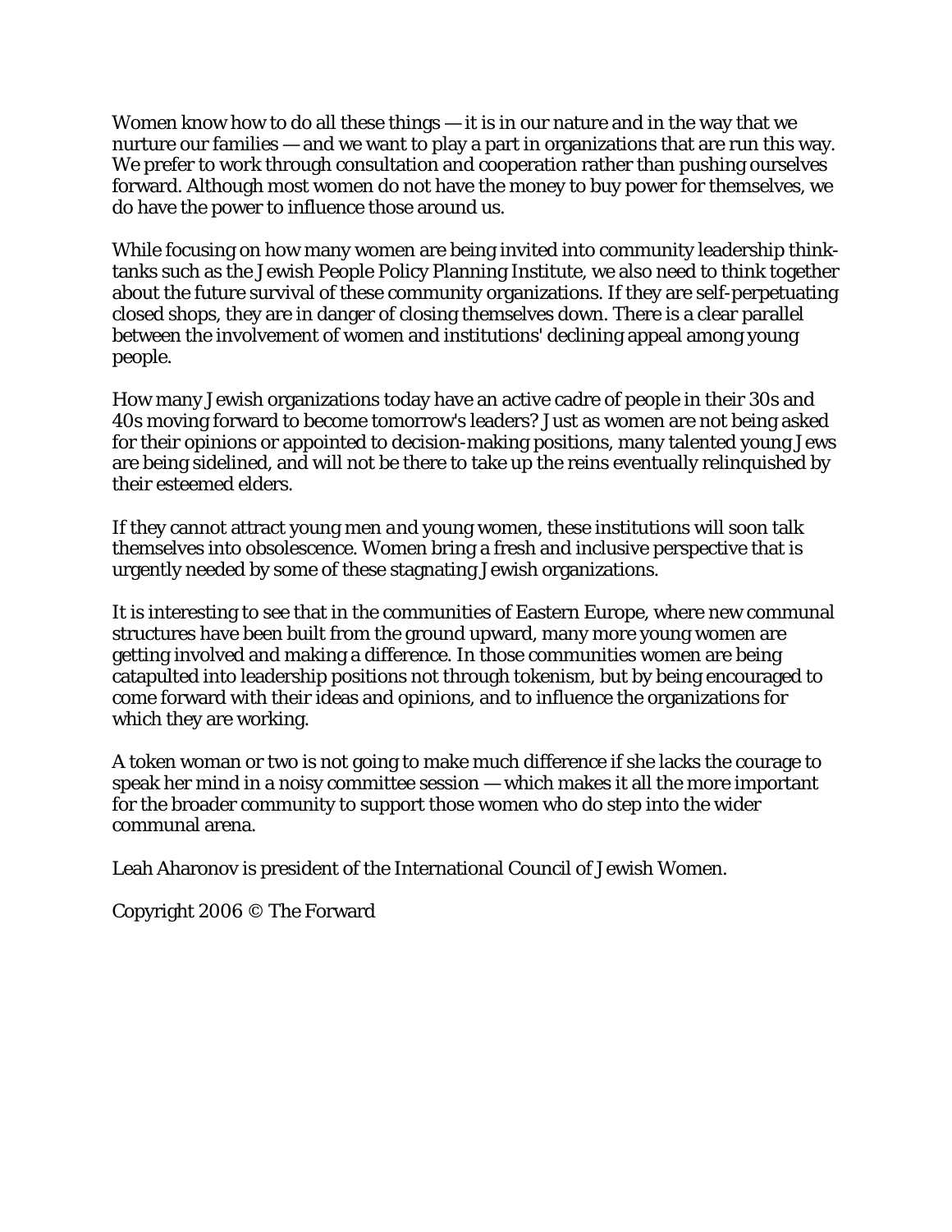Women know how to do all these things — it is in our nature and in the way that we nurture our families — and we want to play a part in organizations that are run this way. We prefer to work through consultation and cooperation rather than pushing ourselves forward. Although most women do not have the money to buy power for themselves, we do have the power to influence those around us.

While focusing on how many women are being invited into community leadership think-tanks such as the Jewish People Policy Planning Institute, we also need to think together about the future survival of these community organizations. If they are self-perpetuating closed shops, they are in danger of closing themselves down. There is a clear parallel between the involvement of women and institutions' declining appeal among young people.

How many Jewish organizations today have an active cadre of people in their 30s and 40s moving forward to become tomorrow's leaders? Just as women are not being asked for their opinions or appointed to decision-making positions, many talented young Jews are being sidelined, and will not be there to take up the reins eventually relinquished by their esteemed elders.

If they cannot attract young men *and* young women, these institutions will soon talk themselves into obsolescence. Women bring a fresh and inclusive perspective that is urgently needed by some of these stagnating Jewish organizations.

It is interesting to see that in the communities of Eastern Europe, where new communal structures have been built from the ground upward, many more young women are getting involved and making a difference. In those communities women are being catapulted into leadership positions not through tokenism, but by being encouraged to come forward with their ideas and opinions, and to influence the organizations for which they are working.

A token woman or two is not going to make much difference if she lacks the courage to speak her mind in a noisy committee session — which makes it all the more important for the broader community to support those women who do step into the wider communal arena.

Leah Aharonov is president of the International Council of Jewish Women.

Copyright 2006 © The Forward